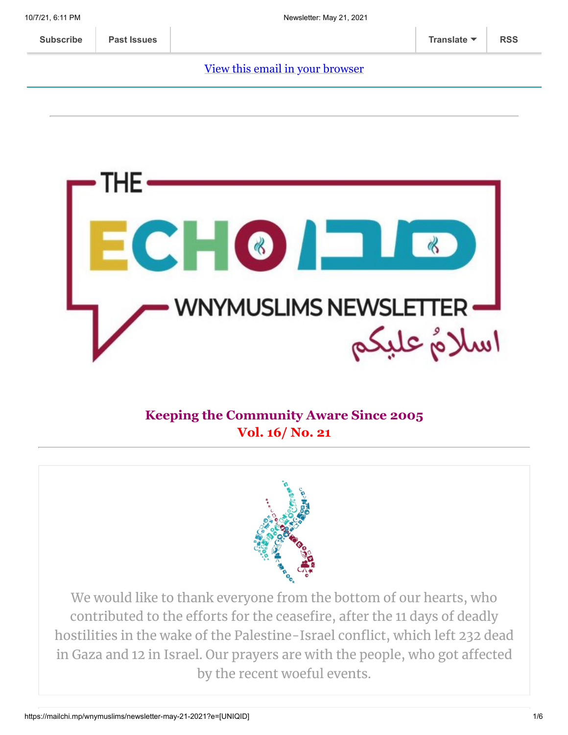Subscribe | Past Issues | Translate | RSS

View this email in your browser

# THE ECHO صدى

## WNYMUSLIMS NEWSLETTER

اسلامٌ عليكم

**Keeping the Community Aware Since 2005**
**Vol. 16/ No. 21**

We would like to thank everyone from the bottom of our hearts, who contributed to the efforts for the ceasefire, after the 11 days of deadly hostilities in the wake of the Palestine-Israel conflict, which left 232 dead in Gaza and 12 in Israel. Our prayers are with the people, who got affected by the recent woeful events.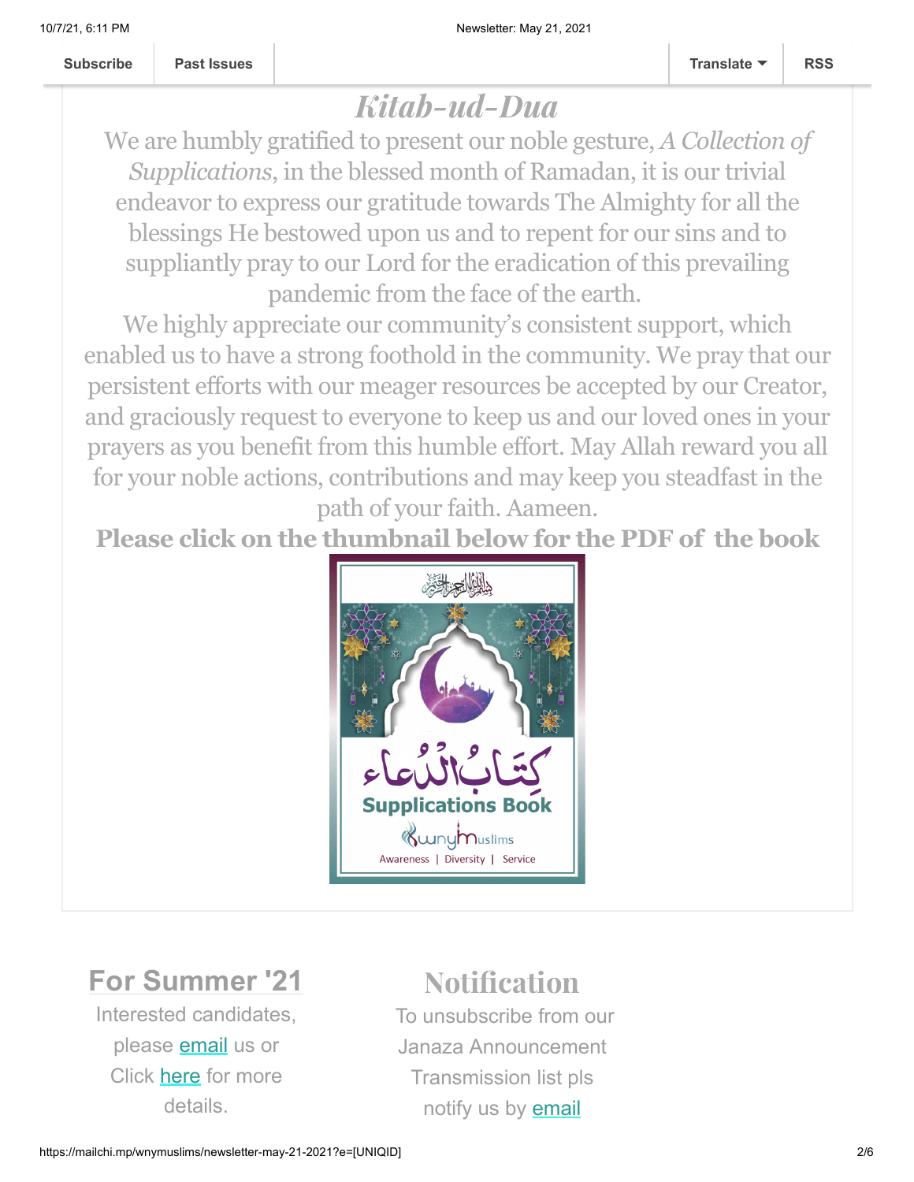Subscribe | Past Issues | Translate | RSS

# *Kitab-ud-Dua*

We are humbly gratified to present our noble gesture, *A Collection of Supplications*, in the blessed month of Ramadan, it is our trivial endeavor to express our gratitude towards The Almighty for all the blessings He bestowed upon us and to repent for our sins and to suppliantly pray to our Lord for the eradication of this prevailing pandemic from the face of the earth.

We highly appreciate our community's consistent support, which enabled us to have a strong foothold in the community. We pray that our persistent efforts with our meager resources be accepted by our Creator, and graciously request to everyone to keep us and our loved ones in your prayers as you benefit from this humble effort. May Allah reward you all for your noble actions, contributions and may keep you steadfast in the path of your faith. Aameen.

**Please click on the thumbnail below for the PDF of the book**

## For Summer '21

Interested candidates, please email us or Click here for more details.

## Notification

To unsubscribe from our Janaza Announcement Transmission list pls notify us by email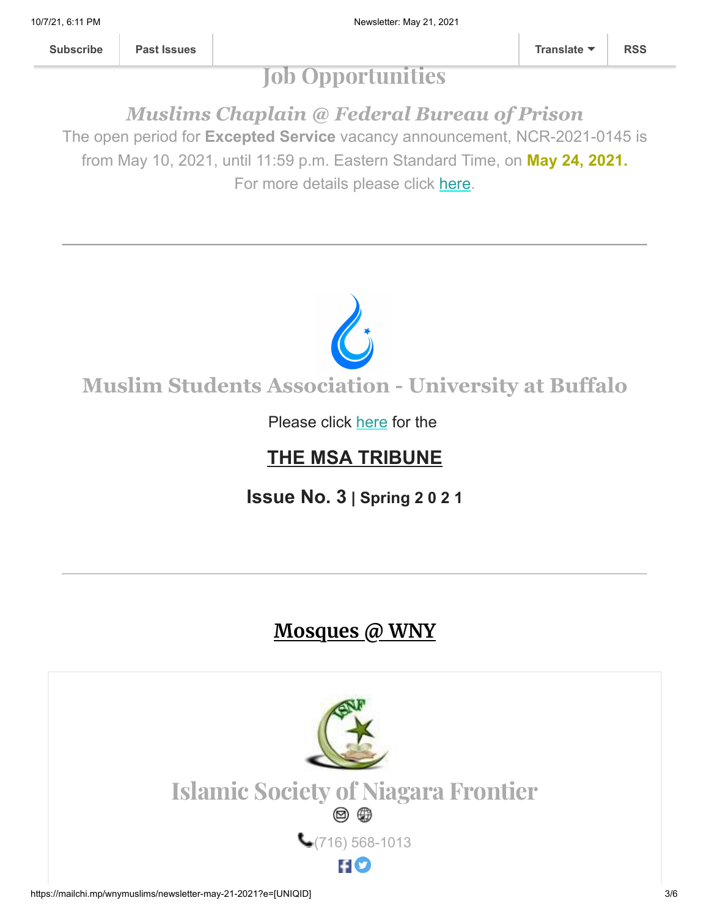# Job Opportunities

## *Muslims Chaplain @ Federal Bureau of Prison*

The open period for **Excepted Service** vacancy announcement, NCR-2021-0145 is from May 10, 2021, until 11:59 p.m. Eastern Standard Time, on **May 24, 2021.**

For more details please click here.

---

## Muslim Students Association - University at Buffalo

Please click here for the

**THE MSA TRIBUNE**

**Issue No. 3 | Spring 2 0 2 1**

---

## Mosques @ WNY

### Islamic Society of Niagara Frontier

(716) 568-1013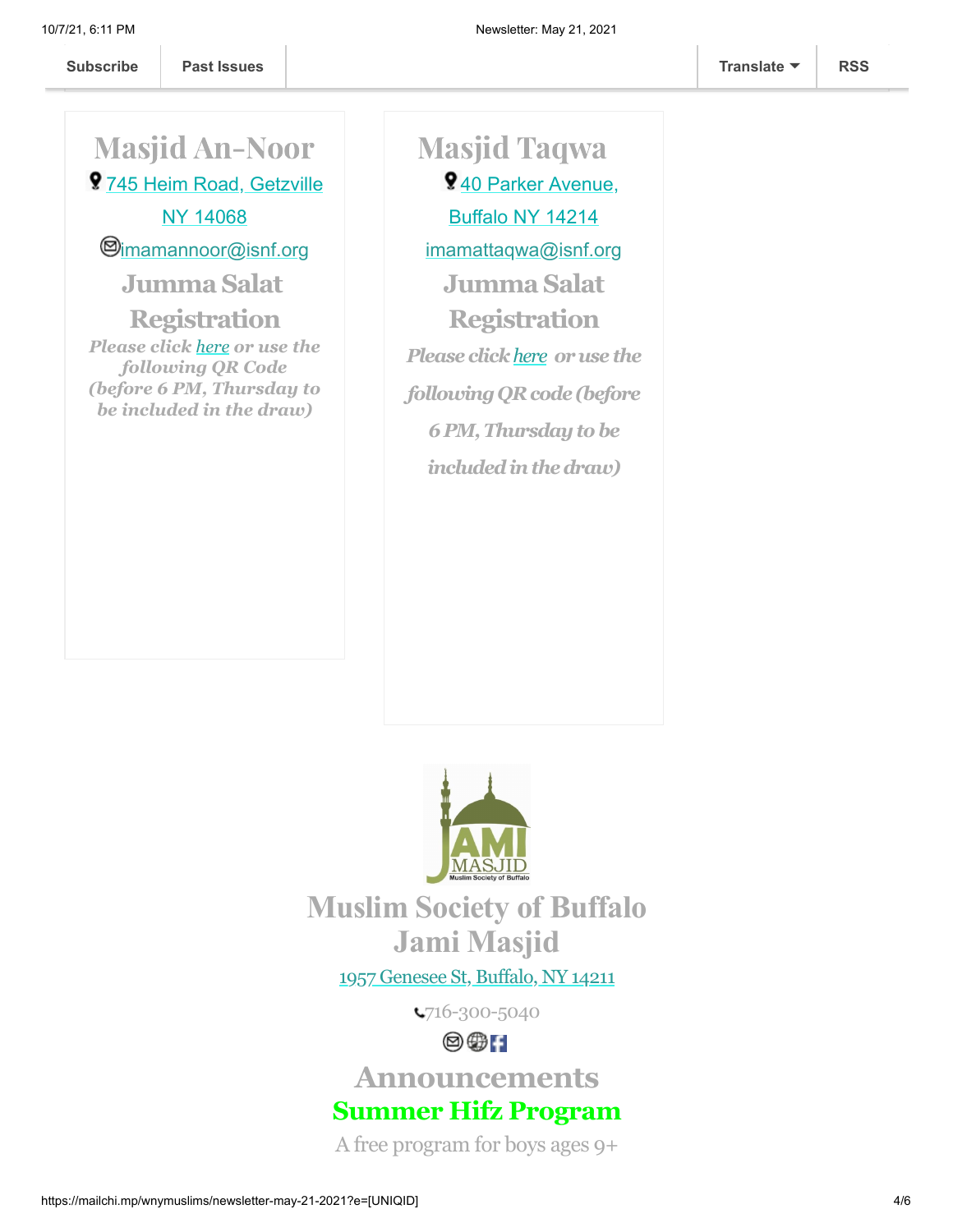Subscribe | Past Issues | Translate | RSS

## Masjid An-Noor

745 Heim Road, Getzville NY 14068

imamannoor@isnf.org

### Jumma Salat Registration

***Please click here or use the following QR Code (before 6 PM, Thursday to be included in the draw)***

## Masjid Taqwa

40 Parker Avenue, Buffalo NY 14214

imamattaqwa@isnf.org

### Jumma Salat Registration

***Please click here or use the following QR code (before 6 PM, Thursday to be included in the draw)***

## Muslim Society of Buffalo Jami Masjid

1957 Genesee St, Buffalo, NY 14211

716-300-5040

## Announcements

### Summer Hifz Program

A free program for boys ages 9+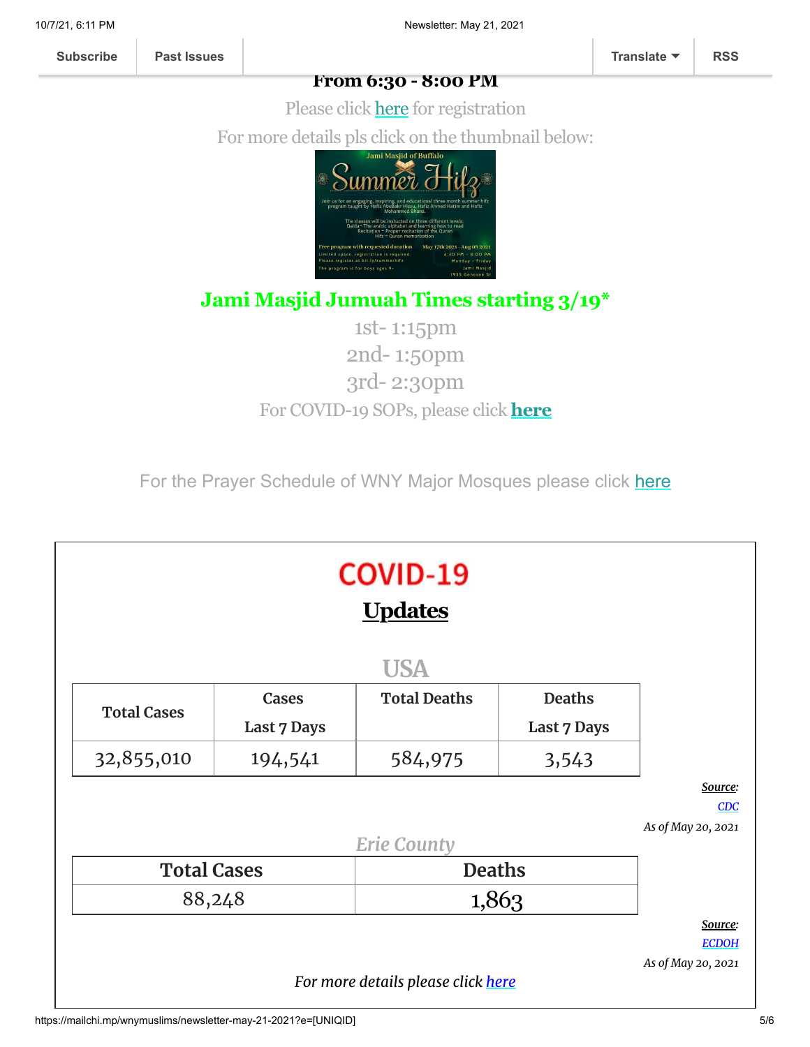**From 6:30 - 8:00 PM**

Please click here for registration

For more details pls click on the thumbnail below:

## Jami Masjid Jumuah Times starting 3/19*

1st- 1:15pm

2nd- 1:50pm

3rd- 2:30pm

For COVID-19 SOPs, please click **here**

For the Prayer Schedule of WNY Major Mosques please click here

# COVID-19

## Updates

### USA

| Total Cases | Cases Last 7 Days | Total Deaths | Deaths Last 7 Days |
|---|---|---|---|
| 32,855,010 | 194,541 | 584,975 | 3,543 |

***Source:*** *CDC*

*As of May 20, 2021*

### *Erie County*

| Total Cases | Deaths |
|---|---|
| 88,248 | 1,863 |

***Source:*** *ECDOH*

*As of May 20, 2021*

*For more details please click here*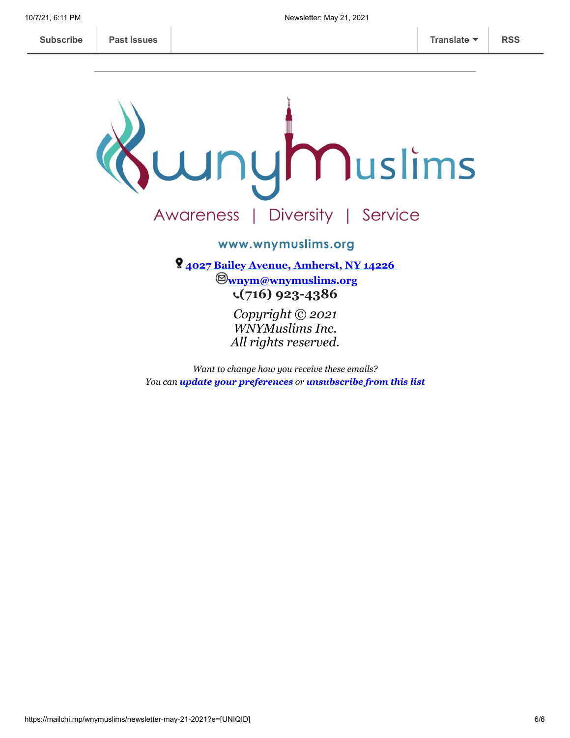Subscribe | Past Issues | Translate | RSS

Awareness | Diversity | Service

www.wnymuslims.org

**4027 Bailey Avenue, Amherst, NY 14226**
**wnym@wnymuslims.org**
**(716) 923-4386**

*Copyright © 2021*
*WNYMuslims Inc.*
*All rights reserved.*

*Want to change how you receive these emails?*
*You can **update your preferences** or **unsubscribe from this list***